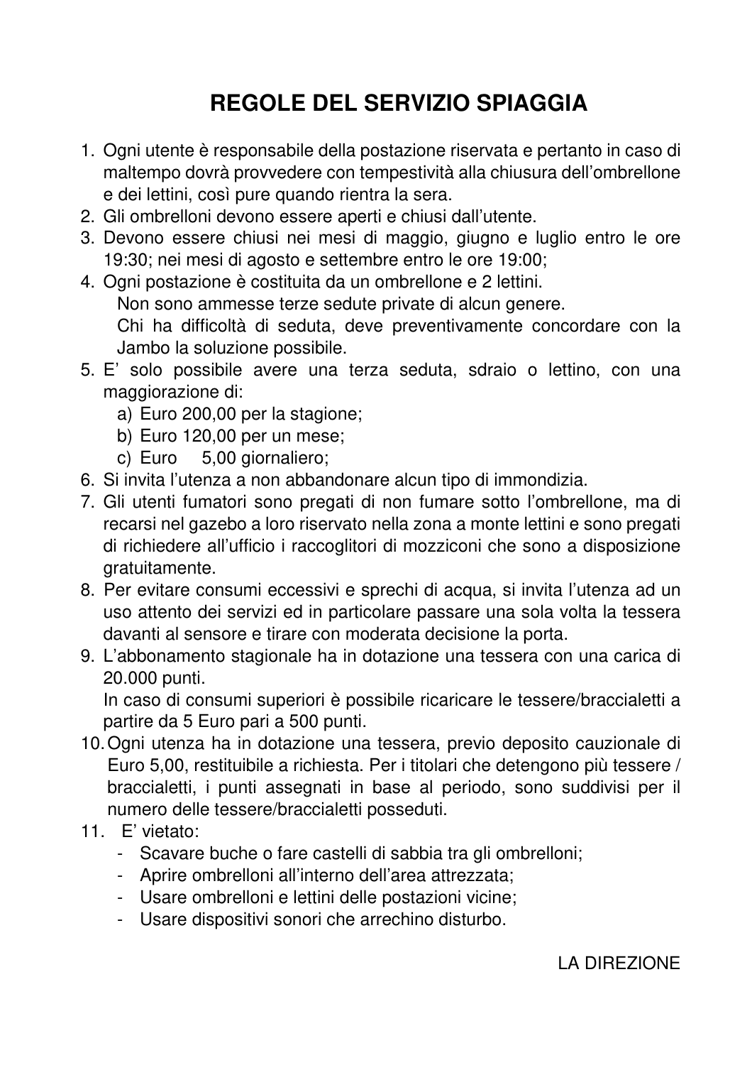# REGOLE DEL SERVIZIO SPIAGGIA

1. Ogni utente è responsabile della postazione riservata e pertanto in caso di maltempo dovrà provvedere con tempestività alla chiusura dell'ombrellone e dei lettini, così pure quando rientra la sera.
2. Gli ombrelloni devono essere aperti e chiusi dall'utente.
3. Devono essere chiusi nei mesi di maggio, giugno e luglio entro le ore 19:30; nei mesi di agosto e settembre entro le ore 19:00;
4. Ogni postazione è costituita da un ombrellone e 2 lettini.
   Non sono ammesse terze sedute private di alcun genere.
   Chi ha difficoltà di seduta, deve preventivamente concordare con la Jambo la soluzione possibile.
5. E' solo possibile avere una terza seduta, sdraio o lettino, con una maggiorazione di:
   a) Euro 200,00 per la stagione;
   b) Euro 120,00 per un mese;
   c) Euro 5,00 giornaliero;
6. Si invita l'utenza a non abbandonare alcun tipo di immondizia.
7. Gli utenti fumatori sono pregati di non fumare sotto l'ombrellone, ma di recarsi nel gazebo a loro riservato nella zona a monte lettini e sono pregati di richiedere all'ufficio i raccoglitori di mozziconi che sono a disposizione gratuitamente.
8. Per evitare consumi eccessivi e sprechi di acqua, si invita l'utenza ad un uso attento dei servizi ed in particolare passare una sola volta la tessera davanti al sensore e tirare con moderata decisione la porta.
9. L'abbonamento stagionale ha in dotazione una tessera con una carica di 20.000 punti.
   In caso di consumi superiori è possibile ricaricare le tessere/braccialetti a partire da 5 Euro pari a 500 punti.
10. Ogni utenza ha in dotazione una tessera, previo deposito cauzionale di Euro 5,00, restituibile a richiesta. Per i titolari che detengono più tessere / braccialetti, i punti assegnati in base al periodo, sono suddivisi per il numero delle tessere/braccialetti posseduti.
11. E' vietato:
    - Scavare buche o fare castelli di sabbia tra gli ombrelloni;
    - Aprire ombrelloni all'interno dell'area attrezzata;
    - Usare ombrelloni e lettini delle postazioni vicine;
    - Usare dispositivi sonori che arrechino disturbo.

LA DIREZIONE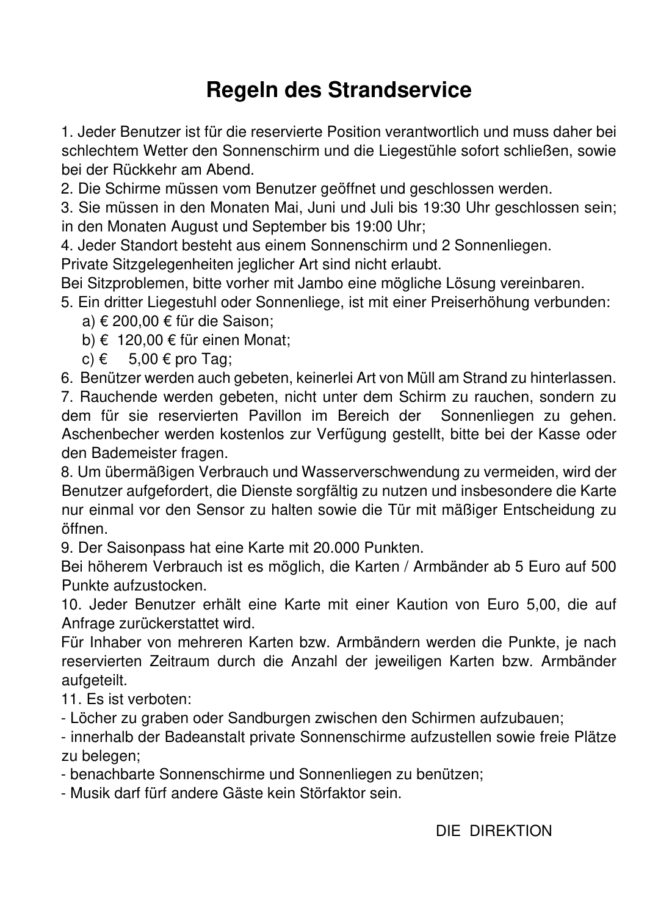# Regeln des Strandservice

1. Jeder Benutzer ist für die reservierte Position verantwortlich und muss daher bei schlechtem Wetter den Sonnenschirm und die Liegestühle sofort schließen, sowie bei der Rückkehr am Abend.
2. Die Schirme müssen vom Benutzer geöffnet und geschlossen werden.
3. Sie müssen in den Monaten Mai, Juni und Juli bis 19:30 Uhr geschlossen sein; in den Monaten August und September bis 19:00 Uhr;
4. Jeder Standort besteht aus einem Sonnenschirm und 2 Sonnenliegen.
Private Sitzgelegenheiten jeglicher Art sind nicht erlaubt.
Bei Sitzproblemen, bitte vorher mit Jambo eine mögliche Lösung vereinbaren.
5. Ein dritter Liegestuhl oder Sonnenliege, ist mit einer Preiserhöhung verbunden:
   a) € 200,00 € für die Saison;
   b) € 120,00 € für einen Monat;
   c) € 5,00 € pro Tag;
6. Benützer werden auch gebeten, keinerlei Art von Müll am Strand zu hinterlassen.
7. Rauchende werden gebeten, nicht unter dem Schirm zu rauchen, sondern zu dem für sie reservierten Pavillon im Bereich der Sonnenliegen zu gehen. Aschenbecher werden kostenlos zur Verfügung gestellt, bitte bei der Kasse oder den Bademeister fragen.
8. Um übermäßigen Verbrauch und Wasserverschwendung zu vermeiden, wird der Benutzer aufgefordert, die Dienste sorgfältig zu nutzen und insbesondere die Karte nur einmal vor den Sensor zu halten sowie die Tür mit mäßiger Entscheidung zu öffnen.
9. Der Saisonpass hat eine Karte mit 20.000 Punkten.
Bei höherem Verbrauch ist es möglich, die Karten / Armbänder ab 5 Euro auf 500 Punkte aufzustocken.
10. Jeder Benutzer erhält eine Karte mit einer Kaution von Euro 5,00, die auf Anfrage zurückerstattet wird.
Für Inhaber von mehreren Karten bzw. Armbändern werden die Punkte, je nach reservierten Zeitraum durch die Anzahl der jeweiligen Karten bzw. Armbänder aufgeteilt.
11. Es ist verboten:
- Löcher zu graben oder Sandburgen zwischen den Schirmen aufzubauen;
- innerhalb der Badeanstalt private Sonnenschirme aufzustellen sowie freie Plätze zu belegen;
- benachbarte Sonnenschirme und Sonnenliegen zu benützen;
- Musik darf fürf andere Gäste kein Störfaktor sein.

DIE DIREKTION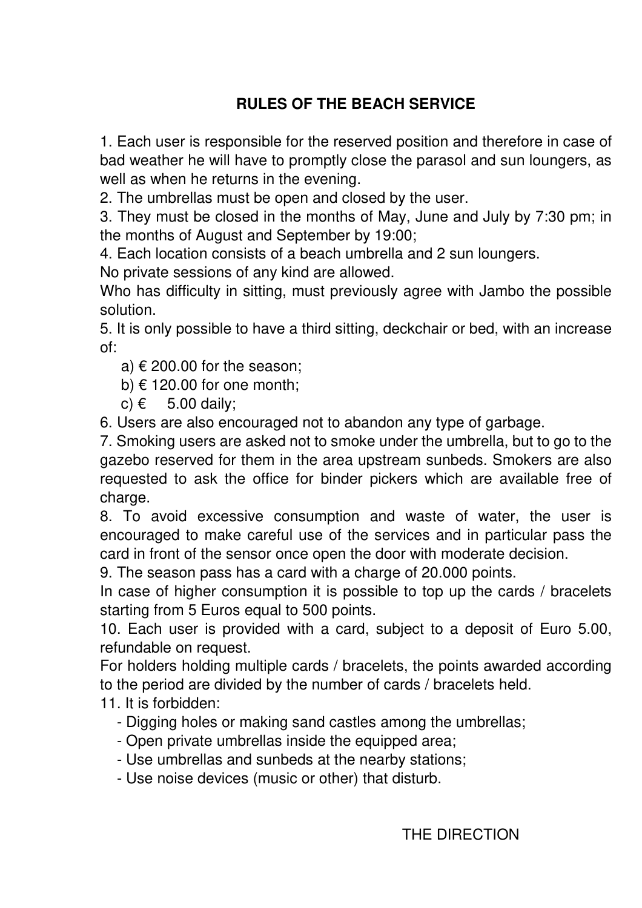# RULES OF THE BEACH SERVICE

1. Each user is responsible for the reserved position and therefore in case of bad weather he will have to promptly close the parasol and sun loungers, as well as when he returns in the evening.
2. The umbrellas must be open and closed by the user.
3. They must be closed in the months of May, June and July by 7:30 pm; in the months of August and September by 19:00;
4. Each location consists of a beach umbrella and 2 sun loungers.
No private sessions of any kind are allowed.
Who has difficulty in sitting, must previously agree with Jambo the possible solution.
5. It is only possible to have a third sitting, deckchair or bed, with an increase of:
   a) € 200.00 for the season;
   b) € 120.00 for one month;
   c) €     5.00 daily;
6. Users are also encouraged not to abandon any type of garbage.
7. Smoking users are asked not to smoke under the umbrella, but to go to the gazebo reserved for them in the area upstream sunbeds. Smokers are also requested to ask the office for binder pickers which are available free of charge.
8. To avoid excessive consumption and waste of water, the user is encouraged to make careful use of the services and in particular pass the card in front of the sensor once open the door with moderate decision.
9. The season pass has a card with a charge of 20.000 points.
In case of higher consumption it is possible to top up the cards / bracelets starting from 5 Euros equal to 500 points.
10. Each user is provided with a card, subject to a deposit of Euro 5.00, refundable on request.
For holders holding multiple cards / bracelets, the points awarded according to the period are divided by the number of cards / bracelets held.
11. It is forbidden:
   - Digging holes or making sand castles among the umbrellas;
   - Open private umbrellas inside the equipped area;
   - Use umbrellas and sunbeds at the nearby stations;
   - Use noise devices (music or other) that disturb.

THE DIRECTION